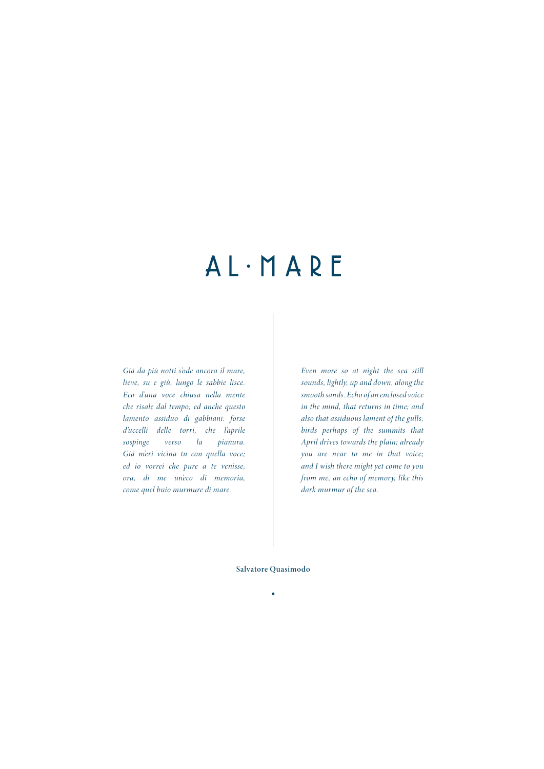# AL·MARE

*Già da più notti s'ode ancora il mare, lieve, su e giù, lungo le sabbie lisce. Eco d'una voce chiusa nella mente che risale dal tempo; ed anche questo lamento assiduo di gabbiani: forse d'uccelli delle torri, che l'aprile sospinge verso la pianura. Già m'eri vicina tu con quella voce; ed io vorrei che pure a te venisse, ora, di me un'eco di memoria, come quel buio murmure di mare.*

*Even more so at night the sea still sounds, lightly, up and down, along the smooth sands. Echo of an enclosed voice in the mind, that returns in time; and also that assiduous lament of the gulls; birds perhaps of the summits that April drives towards the plain; already you are near to me in that voice; and I wish there might yet come to you from me, an echo of memory, like this dark murmur of the sea.*

**Salvatore Quasimodo**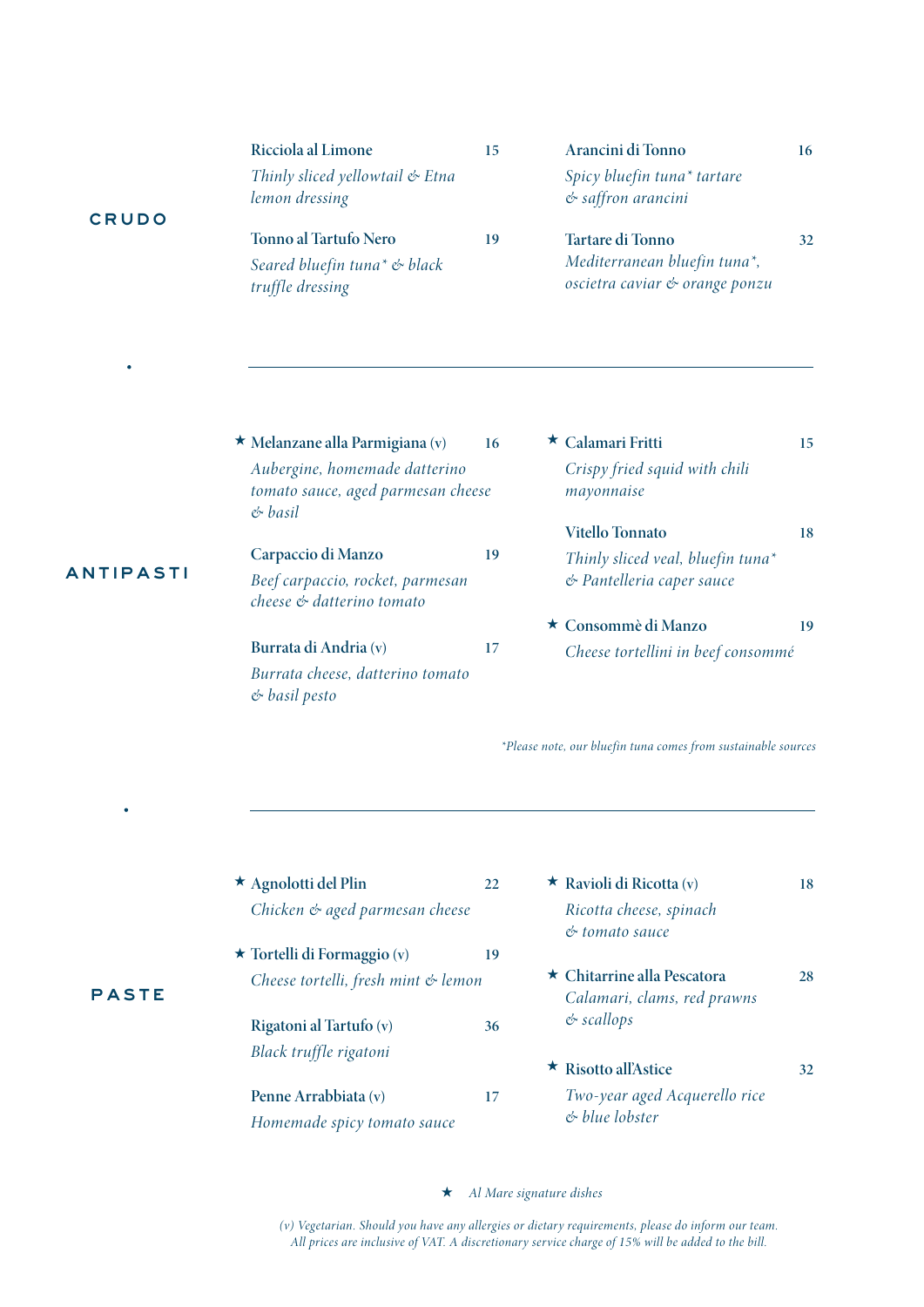## CRUDO

**Ricciola al Limone** — 15
*Thinly sliced yellowtail & Etna lemon dressing*

**Tonno al Tartufo Nero** — 19
*Seared bluefin tuna* & black truffle dressing*

**Arancini di Tonno** — 16
*Spicy bluefin tuna* tartare & saffron arancini*

**Tartare di Tonno** — 32
*Mediterranean bluefin tuna*, oscietra caviar & orange ponzu*

---

## ANTIPASTI

★ **Melanzane alla Parmigiana** (v) — 16
*Aubergine, homemade datterino tomato sauce, aged parmesan cheese & basil*

**Carpaccio di Manzo** — 19
*Beef carpaccio, rocket, parmesan cheese & datterino tomato*

**Burrata di Andria** (v) — 17
*Burrata cheese, datterino tomato & basil pesto*

★ **Calamari Fritti** — 15
*Crispy fried squid with chili mayonnaise*

**Vitello Tonnato** — 18
*Thinly sliced veal, bluefin tuna* & Pantelleria caper sauce*

★ **Consommè di Manzo** — 19
*Cheese tortellini in beef consommé*

*\*Please note, our bluefin tuna comes from sustainable sources*

---

## PASTE

★ **Agnolotti del Plin** — 22
*Chicken & aged parmesan cheese*

★ **Tortelli di Formaggio** (v) — 19
*Cheese tortelli, fresh mint & lemon*

**Rigatoni al Tartufo** (v) — 36
*Black truffle rigatoni*

**Penne Arrabbiata** (v) — 17
*Homemade spicy tomato sauce*

★ **Ravioli di Ricotta** (v) — 18
*Ricotta cheese, spinach & tomato sauce*

★ **Chitarrine alla Pescatora** — 28
*Calamari, clams, red prawns & scallops*

★ **Risotto all'Astice** — 32
*Two-year aged Acquerello rice & blue lobster*

★ *Al Mare signature dishes*

*(v) Vegetarian. Should you have any allergies or dietary requirements, please do inform our team. All prices are inclusive of VAT. A discretionary service charge of 15% will be added to the bill.*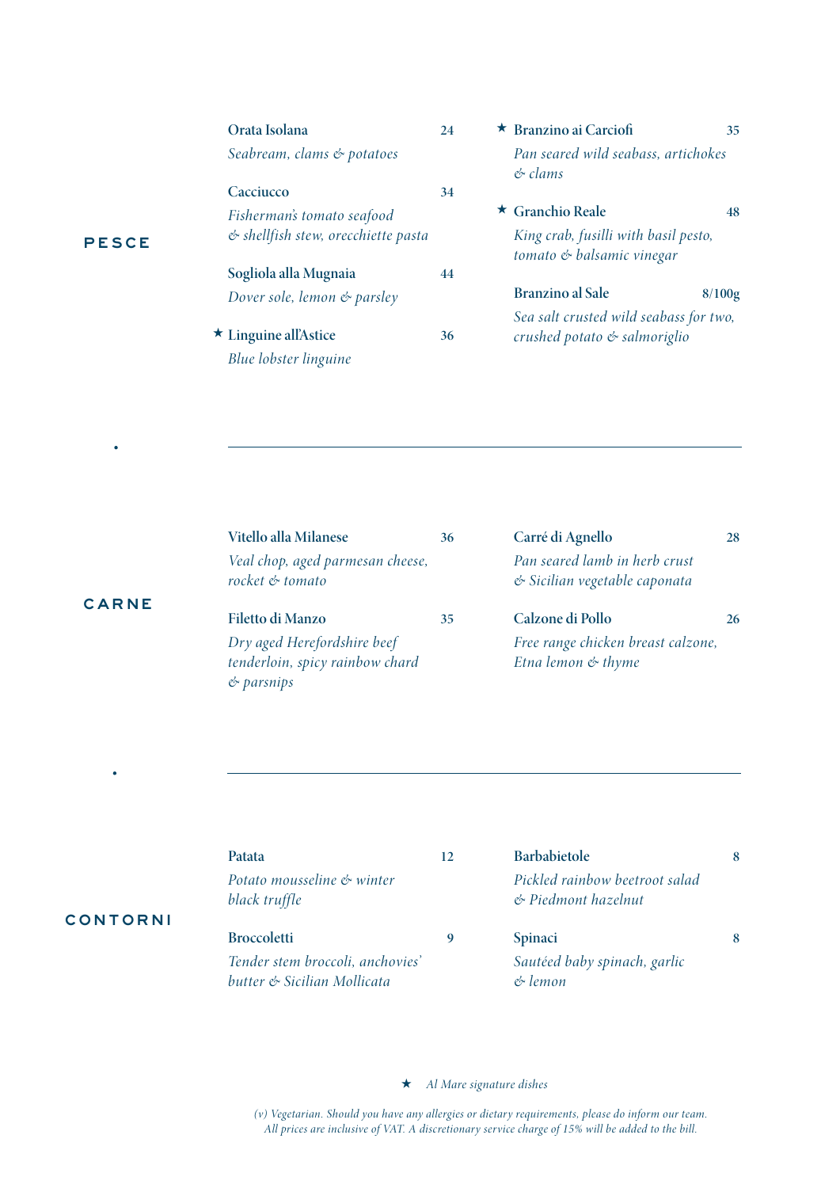## PESCE

**Orata Isolana** 24
*Seabream, clams & potatoes*

**Cacciucco** 34
*Fisherman's tomato seafood & shellfish stew, orecchiette pasta*

**Sogliola alla Mugnaia** 44
*Dover sole, lemon & parsley*

★ **Linguine all'Astice** 36
*Blue lobster linguine*

★ **Branzino ai Carciofi** 35
*Pan seared wild seabass, artichokes & clams*

★ **Granchio Reale** 48
*King crab, fusilli with basil pesto, tomato & balsamic vinegar*

**Branzino al Sale** 8/100g
*Sea salt crusted wild seabass for two, crushed potato & salmoriglio*

---

## CARNE

**Vitello alla Milanese** 36
*Veal chop, aged parmesan cheese, rocket & tomato*

**Filetto di Manzo** 35
*Dry aged Herefordshire beef tenderloin, spicy rainbow chard & parsnips*

**Carré di Agnello** 28
*Pan seared lamb in herb crust & Sicilian vegetable caponata*

**Calzone di Pollo** 26
*Free range chicken breast calzone, Etna lemon & thyme*

---

## CONTORNI

**Patata** 12
*Potato mousseline & winter black truffle*

**Broccoletti** 9
*Tender stem broccoli, anchovies' butter & Sicilian Mollicata*

**Barbabietole** 8
*Pickled rainbow beetroot salad & Piedmont hazelnut*

**Spinaci** 8
*Sautéed baby spinach, garlic & lemon*

★ *Al Mare signature dishes*

*(v) Vegetarian. Should you have any allergies or dietary requirements, please do inform our team. All prices are inclusive of VAT. A discretionary service charge of 15% will be added to the bill.*